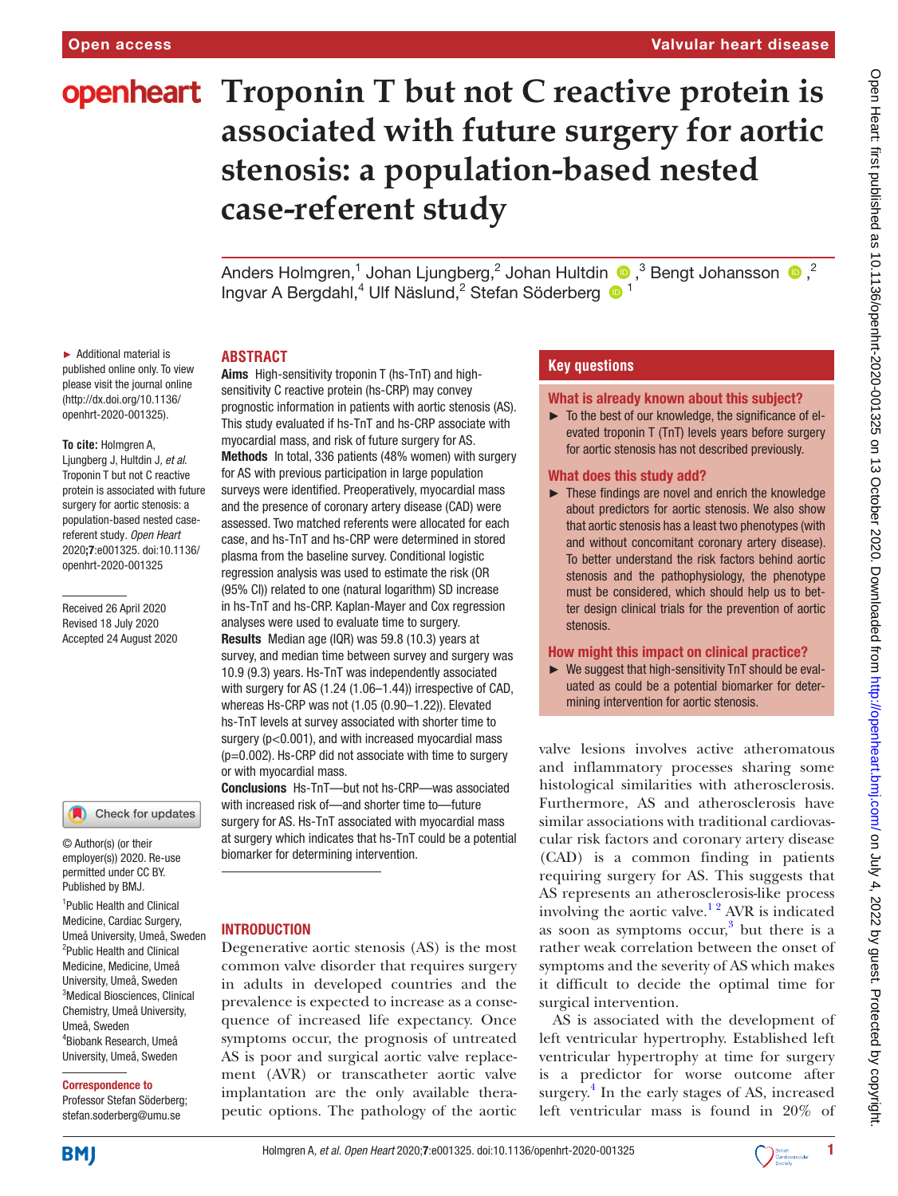# Troponin T but not C reactive protein is associated with future surgery for aortic stenosis: a population-based nested case-referent study

Anders Holmgren,[1] Johan Ljungberg,[2] Johan Hultdin,[3] Bengt Johansson,[2] Ingvar A Bergdahl,[4] Ulf Näslund,[2] Stefan Söderberg[1]

► Additional material is published online only. To view please visit the journal online (http://dx.doi.org/10.1136/openhrt-2020-001325).

**To cite:** Holmgren A, Ljungberg J, Hultdin J, *et al*. Troponin T but not C reactive protein is associated with future surgery for aortic stenosis: a population-based nested case-referent study. *Open Heart* 2020;**7**:e001325. doi:10.1136/openhrt-2020-001325

Received 26 April 2020
Revised 18 July 2020
Accepted 24 August 2020

© Author(s) (or their employer(s)) 2020. Re-use permitted under CC BY. Published by BMJ.

[1]Public Health and Clinical Medicine, Cardiac Surgery, Umeå University, Umeå, Sweden
[2]Public Health and Clinical Medicine, Medicine, Umeå University, Umeå, Sweden
[3]Medical Biosciences, Clinical Chemistry, Umeå University, Umeå, Sweden
[4]Biobank Research, Umeå University, Umeå, Sweden

**Correspondence to**
Professor Stefan Söderberg; stefan.soderberg@umu.se

## ABSTRACT

**Aims** High-sensitivity troponin T (hs-TnT) and high-sensitivity C reactive protein (hs-CRP) may convey prognostic information in patients with aortic stenosis (AS). This study evaluated if hs-TnT and hs-CRP associate with myocardial mass, and risk of future surgery for AS.

**Methods** In total, 336 patients (48% women) with surgery for AS with previous participation in large population surveys were identified. Preoperatively, myocardial mass and the presence of coronary artery disease (CAD) were assessed. Two matched referents were allocated for each case, and hs-TnT and hs-CRP were determined in stored plasma from the baseline survey. Conditional logistic regression analysis was used to estimate the risk (OR (95% CI)) related to one (natural logarithm) SD increase in hs-TnT and hs-CRP. Kaplan-Mayer and Cox regression analyses were used to evaluate time to surgery.

**Results** Median age (IQR) was 59.8 (10.3) years at survey, and median time between survey and surgery was 10.9 (9.3) years. Hs-TnT was independently associated with surgery for AS (1.24 (1.06–1.44)) irrespective of CAD, whereas Hs-CRP was not (1.05 (0.90–1.22)). Elevated hs-TnT levels at survey associated with shorter time to surgery ($p<0.001$), and with increased myocardial mass ($p=0.002$). Hs-CRP did not associate with time to surgery or with myocardial mass.

**Conclusions** Hs-TnT—but not hs-CRP—was associated with increased risk of—and shorter time to—future surgery for AS. Hs-TnT associated with myocardial mass at surgery which indicates that hs-TnT could be a potential biomarker for determining intervention.

## Key questions

### What is already known about this subject?

► To the best of our knowledge, the significance of elevated troponin T (TnT) levels years before surgery for aortic stenosis has not described previously.

### What does this study add?

► These findings are novel and enrich the knowledge about predictors for aortic stenosis. We also show that aortic stenosis has a least two phenotypes (with and without concomitant coronary artery disease). To better understand the risk factors behind aortic stenosis and the pathophysiology, the phenotype must be considered, which should help us to better design clinical trials for the prevention of aortic stenosis.

### How might this impact on clinical practice?

► We suggest that high-sensitivity TnT should be evaluated as could be a potential biomarker for determining intervention for aortic stenosis.

## INTRODUCTION

Degenerative aortic stenosis (AS) is the most common valve disorder that requires surgery in adults in developed countries and the prevalence is expected to increase as a consequence of increased life expectancy. Once symptoms occur, the prognosis of untreated AS is poor and surgical aortic valve replacement (AVR) or transcatheter aortic valve implantation are the only available therapeutic options. The pathology of the aortic valve lesions involves active atheromatous and inflammatory processes sharing some histological similarities with atherosclerosis. Furthermore, AS and atherosclerosis have similar associations with traditional cardiovascular risk factors and coronary artery disease (CAD) is a common finding in patients requiring surgery for AS. This suggests that AS represents an atherosclerosis-like process involving the aortic valve.[1,2] AVR is indicated as soon as symptoms occur,[3] but there is a rather weak correlation between the onset of symptoms and the severity of AS which makes it difficult to decide the optimal time for surgical intervention.

AS is associated with the development of left ventricular hypertrophy. Established left ventricular hypertrophy at time for surgery is a predictor for worse outcome after surgery.[4] In the early stages of AS, increased left ventricular mass is found in 20% of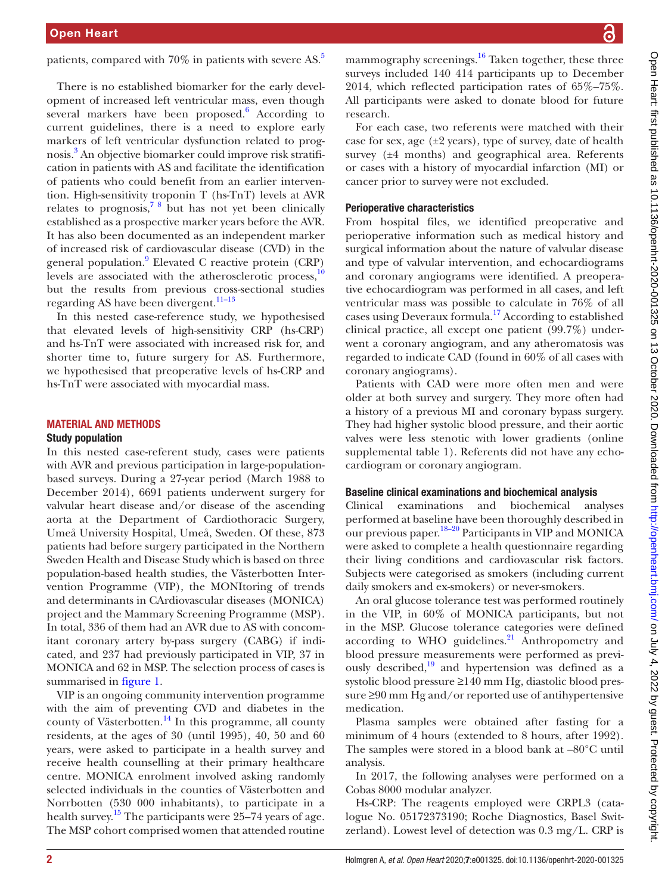patients, compared with 70% in patients with severe AS.[5]

There is no established biomarker for the early development of increased left ventricular mass, even though several markers have been proposed.[6] According to current guidelines, there is a need to explore early markers of left ventricular dysfunction related to prognosis.[3] An objective biomarker could improve risk stratification in patients with AS and facilitate the identification of patients who could benefit from an earlier intervention. High-sensitivity troponin T (hs-TnT) levels at AVR relates to prognosis,[7 8] but has not yet been clinically established as a prospective marker years before the AVR. It has also been documented as an independent marker of increased risk of cardiovascular disease (CVD) in the general population.[9] Elevated C reactive protein (CRP) levels are associated with the atherosclerotic process,[10] but the results from previous cross-sectional studies regarding AS have been divergent.[11–13]

In this nested case-reference study, we hypothesised that elevated levels of high-sensitivity CRP (hs-CRP) and hs-TnT were associated with increased risk for, and shorter time to, future surgery for AS. Furthermore, we hypothesised that preoperative levels of hs-CRP and hs-TnT were associated with myocardial mass.

## MATERIAL AND METHODS

### Study population

In this nested case-referent study, cases were patients with AVR and previous participation in large-population-based surveys. During a 27-year period (March 1988 to December 2014), 6691 patients underwent surgery for valvular heart disease and/or disease of the ascending aorta at the Department of Cardiothoracic Surgery, Umeå University Hospital, Umeå, Sweden. Of these, 873 patients had before surgery participated in the Northern Sweden Health and Disease Study which is based on three population-based health studies, the Västerbotten Intervention Programme (VIP), the MONItoring of trends and determinants in CArdiovascular diseases (MONICA) project and the Mammary Screening Programme (MSP). In total, 336 of them had an AVR due to AS with concomitant coronary artery by-pass surgery (CABG) if indicated, and 237 had previously participated in VIP, 37 in MONICA and 62 in MSP. The selection process of cases is summarised in figure 1.

VIP is an ongoing community intervention programme with the aim of preventing CVD and diabetes in the county of Västerbotten.[14] In this programme, all county residents, at the ages of 30 (until 1995), 40, 50 and 60 years, were asked to participate in a health survey and receive health counselling at their primary healthcare centre. MONICA enrolment involved asking randomly selected individuals in the counties of Västerbotten and Norrbotten (530 000 inhabitants), to participate in a health survey.[15] The participants were 25–74 years of age. The MSP cohort comprised women that attended routine mammography screenings.[16] Taken together, these three surveys included 140 414 participants up to December 2014, which reflected participation rates of 65%–75%. All participants were asked to donate blood for future research.

For each case, two referents were matched with their case for sex, age (±2 years), type of survey, date of health survey (±4 months) and geographical area. Referents or cases with a history of myocardial infarction (MI) or cancer prior to survey were not excluded.

### Perioperative characteristics

From hospital files, we identified preoperative and perioperative information such as medical history and surgical information about the nature of valvular disease and type of valvular intervention, and echocardiograms and coronary angiograms were identified. A preoperative echocardiogram was performed in all cases, and left ventricular mass was possible to calculate in 76% of all cases using Deveraux formula.[17] According to established clinical practice, all except one patient (99.7%) underwent a coronary angiogram, and any atheromatosis was regarded to indicate CAD (found in 60% of all cases with coronary angiograms).

Patients with CAD were more often men and were older at both survey and surgery. They more often had a history of a previous MI and coronary bypass surgery. They had higher systolic blood pressure, and their aortic valves were less stenotic with lower gradients (online supplemental table 1). Referents did not have any echocardiogram or coronary angiogram.

### Baseline clinical examinations and biochemical analysis

Clinical examinations and biochemical analyses performed at baseline have been thoroughly described in our previous paper.[18–20] Participants in VIP and MONICA were asked to complete a health questionnaire regarding their living conditions and cardiovascular risk factors. Subjects were categorised as smokers (including current daily smokers and ex-smokers) or never-smokers.

An oral glucose tolerance test was performed routinely in the VIP, in 60% of MONICA participants, but not in the MSP. Glucose tolerance categories were defined according to WHO guidelines.[21] Anthropometry and blood pressure measurements were performed as previously described,[19] and hypertension was defined as a systolic blood pressure ≥140 mm Hg, diastolic blood pressure ≥90 mm Hg and/or reported use of antihypertensive medication.

Plasma samples were obtained after fasting for a minimum of 4 hours (extended to 8 hours, after 1992). The samples were stored in a blood bank at −80°C until analysis.

In 2017, the following analyses were performed on a Cobas 8000 modular analyzer.

Hs-CRP: The reagents employed were CRPL3 (catalogue No. 05172373190; Roche Diagnostics, Basel Switzerland). Lowest level of detection was 0.3 mg/L. CRP is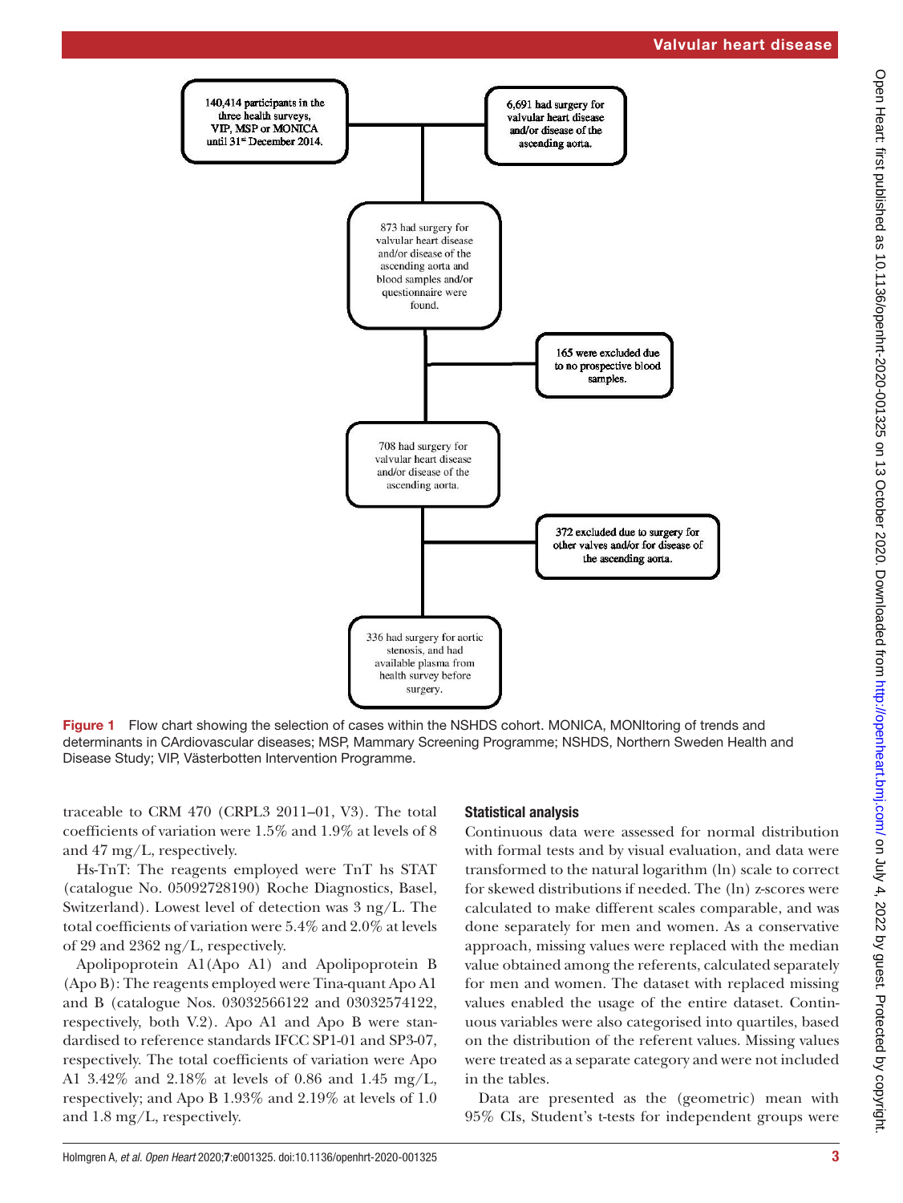140,414 participants in the three health surveys, VIP, MSP or MONICA until 31st December 2014.

6,691 had surgery for valvular heart disease and/or disease of the ascending aorta.

873 had surgery for valvular heart disease and/or disease of the ascending aorta and blood samples and/or questionnaire were found.

165 were excluded due to no prospective blood samples.

708 had surgery for valvular heart disease and/or disease of the ascending aorta.

372 excluded due to surgery for other valves and/or for disease of the ascending aorta.

336 had surgery for aortic stenosis, and had available plasma from health survey before surgery.

**Figure 1** Flow chart showing the selection of cases within the NSHDS cohort. MONICA, MONItoring of trends and determinants in CArdiovascular diseases; MSP, Mammary Screening Programme; NSHDS, Northern Sweden Health and Disease Study; VIP, Västerbotten Intervention Programme.

traceable to CRM 470 (CRPL3 2011–01, V3). The total coefficients of variation were 1.5% and 1.9% at levels of 8 and 47 mg/L, respectively.

Hs-TnT: The reagents employed were TnT hs STAT (catalogue No. 05092728190) Roche Diagnostics, Basel, Switzerland). Lowest level of detection was 3 ng/L. The total coefficients of variation were 5.4% and 2.0% at levels of 29 and 2362 ng/L, respectively.

Apolipoprotein A1(Apo A1) and Apolipoprotein B (Apo B): The reagents employed were Tina-quant Apo A1 and B (catalogue Nos. 03032566122 and 03032574122, respectively, both V.2). Apo A1 and Apo B were standardised to reference standards IFCC SP1-01 and SP3-07, respectively. The total coefficients of variation were Apo A1 3.42% and 2.18% at levels of 0.86 and 1.45 mg/L, respectively; and Apo B 1.93% and 2.19% at levels of 1.0 and 1.8 mg/L, respectively.

## Statistical analysis

Continuous data were assessed for normal distribution with formal tests and by visual evaluation, and data were transformed to the natural logarithm (ln) scale to correct for skewed distributions if needed. The (ln) z-scores were calculated to make different scales comparable, and was done separately for men and women. As a conservative approach, missing values were replaced with the median value obtained among the referents, calculated separately for men and women. The dataset with replaced missing values enabled the usage of the entire dataset. Continuous variables were also categorised into quartiles, based on the distribution of the referent values. Missing values were treated as a separate category and were not included in the tables.

Data are presented as the (geometric) mean with 95% CIs, Student's t-tests for independent groups were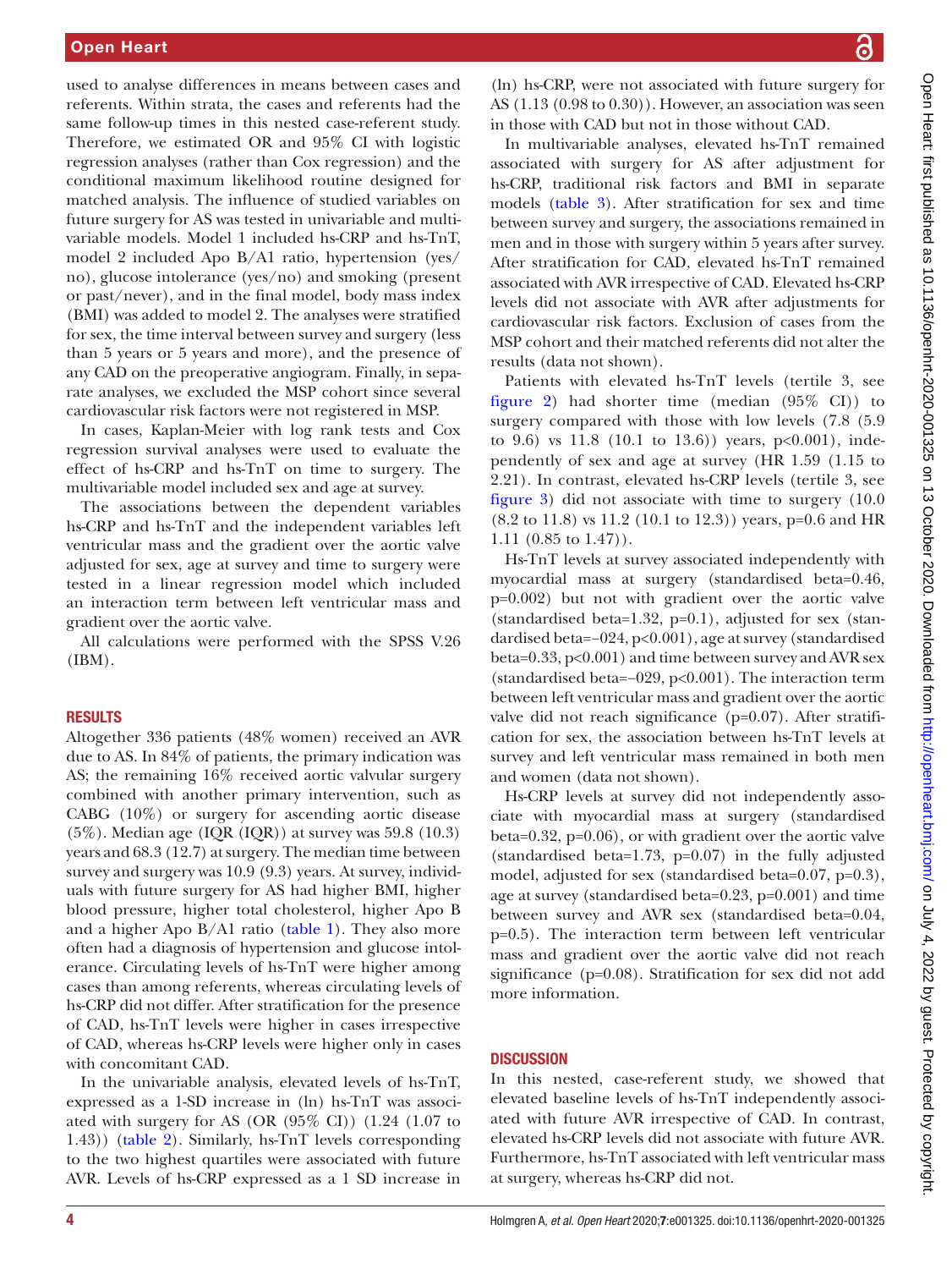used to analyse differences in means between cases and referents. Within strata, the cases and referents had the same follow-up times in this nested case-referent study. Therefore, we estimated OR and 95% CI with logistic regression analyses (rather than Cox regression) and the conditional maximum likelihood routine designed for matched analysis. The influence of studied variables on future surgery for AS was tested in univariable and multivariable models. Model 1 included hs-CRP and hs-TnT, model 2 included Apo B/A1 ratio, hypertension (yes/no), glucose intolerance (yes/no) and smoking (present or past/never), and in the final model, body mass index (BMI) was added to model 2. The analyses were stratified for sex, the time interval between survey and surgery (less than 5 years or 5 years and more), and the presence of any CAD on the preoperative angiogram. Finally, in separate analyses, we excluded the MSP cohort since several cardiovascular risk factors were not registered in MSP.

In cases, Kaplan-Meier with log rank tests and Cox regression survival analyses were used to evaluate the effect of hs-CRP and hs-TnT on time to surgery. The multivariable model included sex and age at survey.

The associations between the dependent variables hs-CRP and hs-TnT and the independent variables left ventricular mass and the gradient over the aortic valve adjusted for sex, age at survey and time to surgery were tested in a linear regression model which included an interaction term between left ventricular mass and gradient over the aortic valve.

All calculations were performed with the SPSS V.26 (IBM).

## RESULTS

Altogether 336 patients (48% women) received an AVR due to AS. In 84% of patients, the primary indication was AS; the remaining 16% received aortic valvular surgery combined with another primary intervention, such as CABG (10%) or surgery for ascending aortic disease (5%). Median age (IQR (IQR)) at survey was 59.8 (10.3) years and 68.3 (12.7) at surgery. The median time between survey and surgery was 10.9 (9.3) years. At survey, individuals with future surgery for AS had higher BMI, higher blood pressure, higher total cholesterol, higher Apo B and a higher Apo B/A1 ratio (table 1). They also more often had a diagnosis of hypertension and glucose intolerance. Circulating levels of hs-TnT were higher among cases than among referents, whereas circulating levels of hs-CRP did not differ. After stratification for the presence of CAD, hs-TnT levels were higher in cases irrespective of CAD, whereas hs-CRP levels were higher only in cases with concomitant CAD.

In the univariable analysis, elevated levels of hs-TnT, expressed as a 1-SD increase in (ln) hs-TnT was associated with surgery for AS (OR (95% CI)) (1.24 (1.07 to 1.43)) (table 2). Similarly, hs-TnT levels corresponding to the two highest quartiles were associated with future AVR. Levels of hs-CRP expressed as a 1 SD increase in (ln) hs-CRP, were not associated with future surgery for AS (1.13 (0.98 to 0.30)). However, an association was seen in those with CAD but not in those without CAD.

In multivariable analyses, elevated hs-TnT remained associated with surgery for AS after adjustment for hs-CRP, traditional risk factors and BMI in separate models (table 3). After stratification for sex and time between survey and surgery, the associations remained in men and in those with surgery within 5 years after survey. After stratification for CAD, elevated hs-TnT remained associated with AVR irrespective of CAD. Elevated hs-CRP levels did not associate with AVR after adjustments for cardiovascular risk factors. Exclusion of cases from the MSP cohort and their matched referents did not alter the results (data not shown).

Patients with elevated hs-TnT levels (tertile 3, see figure 2) had shorter time (median (95% CI)) to surgery compared with those with low levels (7.8 (5.9 to 9.6) vs 11.8 (10.1 to 13.6)) years, p<0.001), independently of sex and age at survey (HR 1.59 (1.15 to 2.21)). In contrast, elevated hs-CRP levels (tertile 3, see figure 3) did not associate with time to surgery (10.0 (8.2 to 11.8) vs 11.2 (10.1 to 12.3)) years, p=0.6 and HR 1.11 (0.85 to 1.47)).

Hs-TnT levels at survey associated independently with myocardial mass at surgery (standardised beta=0.46, p=0.002) but not with gradient over the aortic valve (standardised beta=1.32, p=0.1), adjusted for sex (standardised beta=−024, p<0.001), age at survey (standardised beta=0.33, p<0.001) and time between survey and AVR sex (standardised beta=−029, p<0.001). The interaction term between left ventricular mass and gradient over the aortic valve did not reach significance (p=0.07). After stratification for sex, the association between hs-TnT levels at survey and left ventricular mass remained in both men and women (data not shown).

Hs-CRP levels at survey did not independently associate with myocardial mass at surgery (standardised beta=0.32, p=0.06), or with gradient over the aortic valve (standardised beta=1.73, p=0.07) in the fully adjusted model, adjusted for sex (standardised beta=0.07, p=0.3), age at survey (standardised beta=0.23, p=0.001) and time between survey and AVR sex (standardised beta=0.04, p=0.5). The interaction term between left ventricular mass and gradient over the aortic valve did not reach significance (p=0.08). Stratification for sex did not add more information.

## DISCUSSION

In this nested, case-referent study, we showed that elevated baseline levels of hs-TnT independently associated with future AVR irrespective of CAD. In contrast, elevated hs-CRP levels did not associate with future AVR. Furthermore, hs-TnT associated with left ventricular mass at surgery, whereas hs-CRP did not.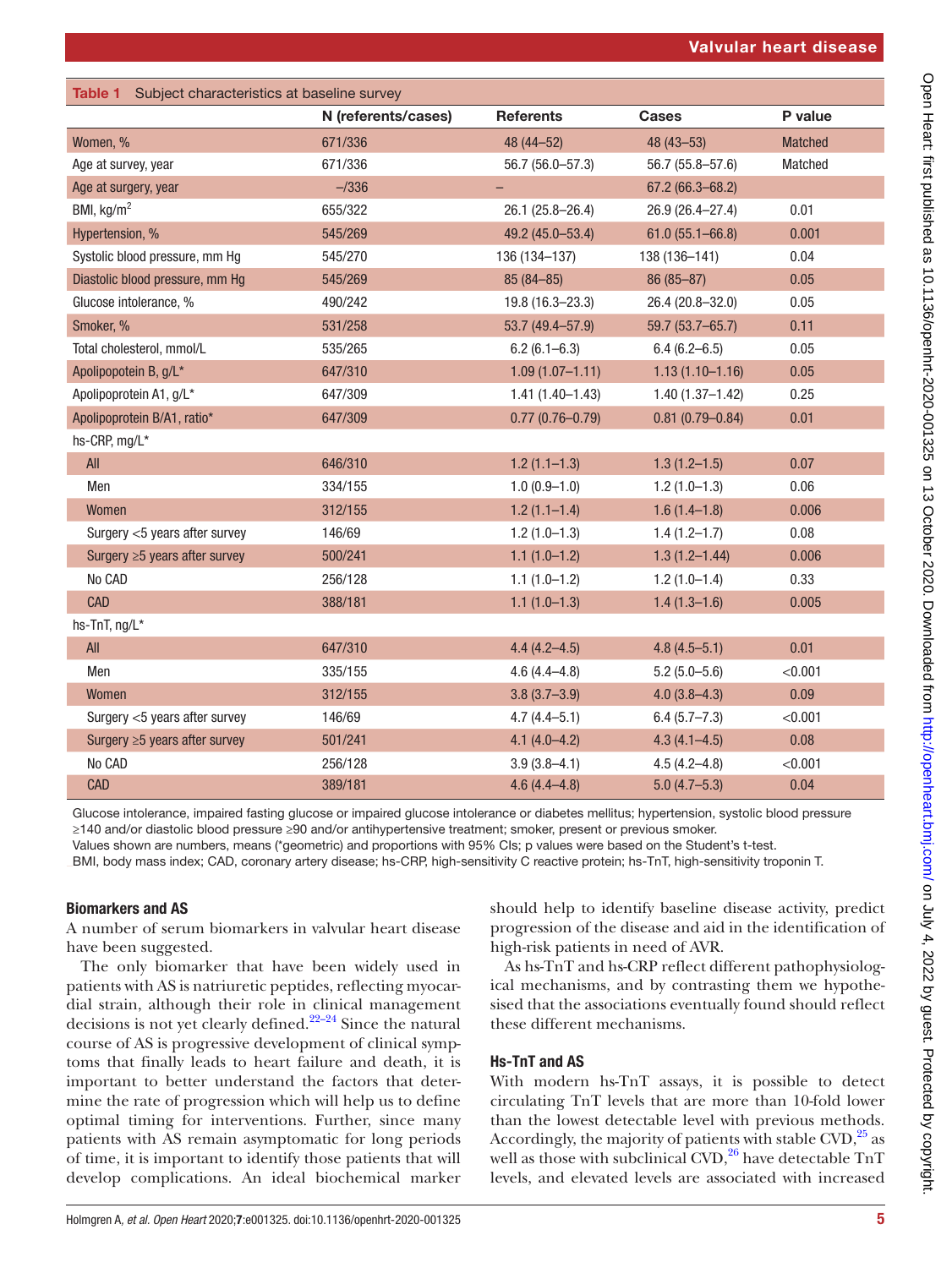**Table 1** Subject characteristics at baseline survey

| | N (referents/cases) | Referents | Cases | P value |
|---|---|---|---|---|
| Women, % | 671/336 | 48 (44–52) | 48 (43–53) | Matched |
| Age at survey, year | 671/336 | 56.7 (56.0–57.3) | 56.7 (55.8–57.6) | Matched |
| Age at surgery, year | –/336 | – | 67.2 (66.3–68.2) | |
| BMI, kg/m$^2$ | 655/322 | 26.1 (25.8–26.4) | 26.9 (26.4–27.4) | 0.01 |
| Hypertension, % | 545/269 | 49.2 (45.0–53.4) | 61.0 (55.1–66.8) | 0.001 |
| Systolic blood pressure, mm Hg | 545/270 | 136 (134–137) | 138 (136–141) | 0.04 |
| Diastolic blood pressure, mm Hg | 545/269 | 85 (84–85) | 86 (85–87) | 0.05 |
| Glucose intolerance, % | 490/242 | 19.8 (16.3–23.3) | 26.4 (20.8–32.0) | 0.05 |
| Smoker, % | 531/258 | 53.7 (49.4–57.9) | 59.7 (53.7–65.7) | 0.11 |
| Total cholesterol, mmol/L | 535/265 | 6.2 (6.1–6.3) | 6.4 (6.2–6.5) | 0.05 |
| Apolipopotein B, g/L* | 647/310 | 1.09 (1.07–1.11) | 1.13 (1.10–1.16) | 0.05 |
| Apolipoprotein A1, g/L* | 647/309 | 1.41 (1.40–1.43) | 1.40 (1.37–1.42) | 0.25 |
| Apolipoprotein B/A1, ratio* | 647/309 | 0.77 (0.76–0.79) | 0.81 (0.79–0.84) | 0.01 |
| hs-CRP, mg/L* | | | | |
| All | 646/310 | 1.2 (1.1–1.3) | 1.3 (1.2–1.5) | 0.07 |
| Men | 334/155 | 1.0 (0.9–1.0) | 1.2 (1.0–1.3) | 0.06 |
| Women | 312/155 | 1.2 (1.1–1.4) | 1.6 (1.4–1.8) | 0.006 |
| Surgery <5 years after survey | 146/69 | 1.2 (1.0–1.3) | 1.4 (1.2–1.7) | 0.08 |
| Surgery ≥5 years after survey | 500/241 | 1.1 (1.0–1.2) | 1.3 (1.2–1.44) | 0.006 |
| No CAD | 256/128 | 1.1 (1.0–1.2) | 1.2 (1.0–1.4) | 0.33 |
| CAD | 388/181 | 1.1 (1.0–1.3) | 1.4 (1.3–1.6) | 0.005 |
| hs-TnT, ng/L* | | | | |
| All | 647/310 | 4.4 (4.2–4.5) | 4.8 (4.5–5.1) | 0.01 |
| Men | 335/155 | 4.6 (4.4–4.8) | 5.2 (5.0–5.6) | <0.001 |
| Women | 312/155 | 3.8 (3.7–3.9) | 4.0 (3.8–4.3) | 0.09 |
| Surgery <5 years after survey | 146/69 | 4.7 (4.4–5.1) | 6.4 (5.7–7.3) | <0.001 |
| Surgery ≥5 years after survey | 501/241 | 4.1 (4.0–4.2) | 4.3 (4.1–4.5) | 0.08 |
| No CAD | 256/128 | 3.9 (3.8–4.1) | 4.5 (4.2–4.8) | <0.001 |
| CAD | 389/181 | 4.6 (4.4–4.8) | 5.0 (4.7–5.3) | 0.04 |

Glucose intolerance, impaired fasting glucose or impaired glucose intolerance or diabetes mellitus; hypertension, systolic blood pressure ≥140 and/or diastolic blood pressure ≥90 and/or antihypertensive treatment; smoker, present or previous smoker.
Values shown are numbers, means (*geometric) and proportions with 95% CIs; p values were based on the Student's t-test.
BMI, body mass index; CAD, coronary artery disease; hs-CRP, high-sensitivity C reactive protein; hs-TnT, high-sensitivity troponin T.

### Biomarkers and AS

A number of serum biomarkers in valvular heart disease have been suggested.

The only biomarker that have been widely used in patients with AS is natriuretic peptides, reflecting myocardial strain, although their role in clinical management decisions is not yet clearly defined.[22–24] Since the natural course of AS is progressive development of clinical symptoms that finally leads to heart failure and death, it is important to better understand the factors that determine the rate of progression which will help us to define optimal timing for interventions. Further, since many patients with AS remain asymptomatic for long periods of time, it is important to identify those patients that will develop complications. An ideal biochemical marker should help to identify baseline disease activity, predict progression of the disease and aid in the identification of high-risk patients in need of AVR.

As hs-TnT and hs-CRP reflect different pathophysiological mechanisms, and by contrasting them we hypothesised that the associations eventually found should reflect these different mechanisms.

### Hs-TnT and AS

With modern hs-TnT assays, it is possible to detect circulating TnT levels that are more than 10-fold lower than the lowest detectable level with previous methods. Accordingly, the majority of patients with stable CVD,[25] as well as those with subclinical CVD,[26] have detectable TnT levels, and elevated levels are associated with increased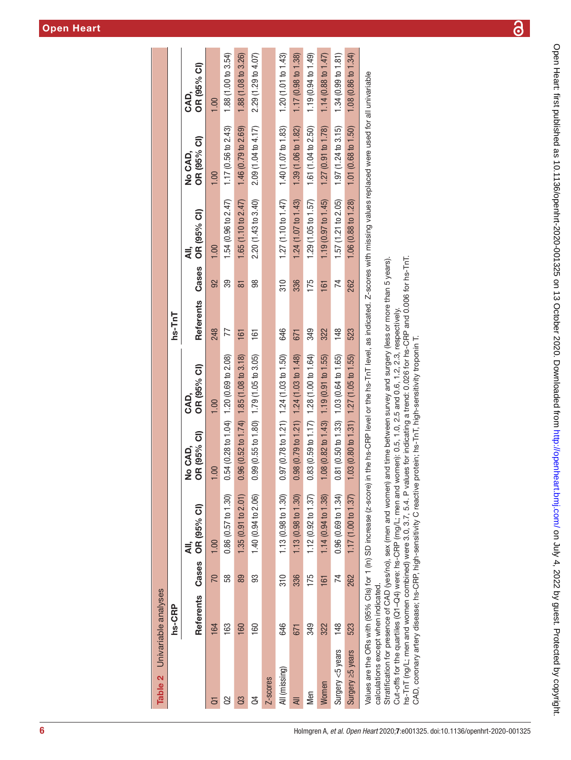**Table 2** Univariable analyses

| | hs-CRP | | | | | hs-TnT | | | | |
|---|---|---|---|---|---|---|---|---|---|---|
| | Referents | Cases | All, OR (95% CI) | No CAD, OR (95% CI) | CAD, OR (95% CI) | Referents | Cases | All, OR (95% CI) | No CAD, OR (95% CI) | CAD, OR (95% CI) |
| Q1 | 164 | 70 | 1.00 | 1.00 | 1.00 | 248 | 92 | 1.00 | 1.00 | 1.00 |
| Q2 | 163 | 58 | 0.86 (0.57 to 1.30) | 0.54 (0.28 to 1.04) | 1.20 (0.69 to 2.08) | 77 | 39 | 1.54 (0.96 to 2.47) | 1.17 (0.56 to 2.43) | 1.88 (1.00 to 3.54) |
| Q3 | 160 | 89 | 1.35 (0.91 to 2.01) | 0.96 (0.52 to 1.74) | 1.85 (1.08 to 3.18) | 161 | 81 | 1.65 (1.10 to 2.47) | 1.46 (0.79 to 2.69) | 1.88 (1.08 to 3.26) |
| Q4 | 160 | 93 | 1.40 (0.94 to 2.06) | 0.99 (0.55 to 1.80) | 1.79 (1.05 to 3.05) | 161 | 98 | 2.20 (1.43 to 3.40) | 2.09 (1.04 to 4.17) | 2.29 (1.29 to 4.07) |
| Z-scores | | | | | | | | | | |
| All (missing) | 646 | 310 | 1.13 (0.98 to 1.30) | 0.97 (0.78 to 1.21) | 1.24 (1.03 to 1.50) | 646 | 310 | 1.27 (1.10 to 1.47) | 1.40 (1.07 to 1.83) | 1.20 (1.01 to 1.43) |
| All | 671 | 336 | 1.13 (0.98 to 1.30) | 0.98 (0.79 to 1.21) | 1.24 (1.03 to 1.48) | 671 | 336 | 1.24 (1.07 to 1.43) | 1.39 (1.06 to 1.82) | 1.17 (0.98 to 1.38) |
| Men | 349 | 175 | 1.12 (0.92 to 1.37) | 0.83 (0.59 to 1.17) | 1.28 (1.00 to 1.64) | 349 | 175 | 1.29 (1.05 to 1.57) | 1.61 (1.04 to 2.50) | 1.19 (0.94 to 1.49) |
| Women | 322 | 161 | 1.14 (0.94 to 1.38) | 1.08 (0.82 to 1.43) | 1.19 (0.91 to 1.55) | 322 | 161 | 1.19 (0.97 to 1.45) | 1.27 (0.91 to 1.78) | 1.14 (0.88 to 1.47) |
| Surgery <5 years | 148 | 74 | 0.96 (0.69 to 1.34) | 0.81 (0.50 to 1.33) | 1.03 (0.64 to 1.65) | 148 | 74 | 1.57 (1.21 to 2.05) | 1.97 (1.24 to 3.15) | 1.34 (0.99 to 1.81) |
| Surgery ≥5 years | 523 | 262 | 1.17 (1.00 to 1.37) | 1.03 (0.80 to 1.31) | 1.27 (1.05 to 1.55) | 523 | 262 | 1.06 (0.88 to 1.28) | 1.01 (0.68 to 1.50) | 1.08 (0.86 to 1.34) |

Values are the ORs with (95% CIs) for 1 (ln) SD increase (z-score) in the hs-CRP level or the hs-TnT level, as indicated. Z-scores with missing values replaced were used for all univariable calculations except when indicated.

Stratification for presence of CAD (yes/no), sex (men and women) and time between survey and surgery (less or more than 5 years).

Cut-offs for the quartiles (Q1–Q4) were: hs-CRP (mg/L; men and women): 0.5, 1.0, 2.5 and 0.6, 1.2, 2.3, respectively.

hs-TnT (ng/L; men and women combined) were 3.0, 3.7, 5.4. P values for indicating a trend: 0.026 for hs-CRP and 0.006 for hs-TnT.

CAD, coronary artery disease; hs-CRP, high-sensitivity C reactive protein; hs-TnT, high-sensitivity troponin T.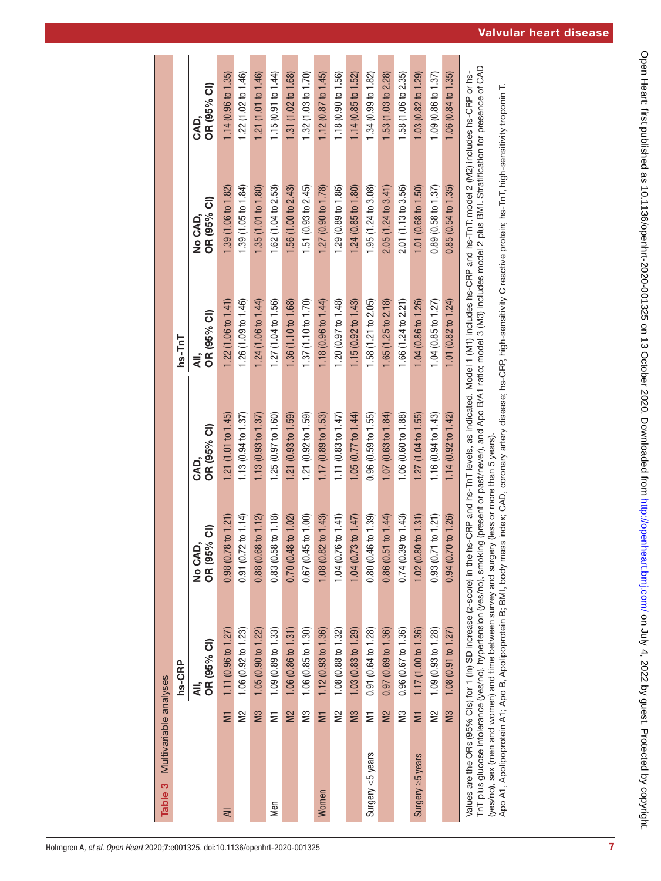**Table 3** Multivariable analyses

| | | hs-CRP | | | hs-TnT | | |
|---|---|---|---|---|---|---|---|
| | | All, OR (95% CI) | No CAD, OR (95% CI) | CAD, OR (95% CI) | All, OR (95% CI) | No CAD, OR (95% CI) | CAD, OR (95% CI) |
| All | M1 | 1.11 (0.96 to 1.27) | 0.98 (0.78 to 1.21) | 1.21 (1.01 to 1.45) | 1.22 (1.06 to 1.41) | 1.39 (1.06 to 1.82) | 1.14 (0.96 to 1.35) |
| | M2 | 1.06 (0.92 to 1.23) | 0.91 (0.72 to 1.14) | 1.13 (0.94 to 1.37) | 1.26 (1.09 to 1.46) | 1.39 (1.05 to 1.84) | 1.22 (1.02 to 1.46) |
| | M3 | 1.05 (0.90 to 1.22) | 0.88 (0.68 to 1.12) | 1.13 (0.93 to 1.37) | 1.24 (1.06 to 1.44) | 1.35 (1.01 to 1.80) | 1.21 (1.01 to 1.46) |
| Men | M1 | 1.09 (0.89 to 1.33) | 0.83 (0.58 to 1.18) | 1.25 (0.97 to 1.60) | 1.27 (1.04 to 1.56) | 1.62 (1.04 to 2.53) | 1.15 (0.91 to 1.44) |
| | M2 | 1.06 (0.86 to 1.31) | 0.70 (0.48 to 1.02) | 1.21 (0.93 to 1.59) | 1.36 (1.10 to 1.68) | 1.56 (1.00 to 2.43) | 1.31 (1.02 to 1.68) |
| | M3 | 1.06 (0.85 to 1.30) | 0.67 (0.45 to 1.00) | 1.21 (0.92 to 1.59) | 1.37 (1.10 to 1.70) | 1.51 (0.93 to 2.45) | 1.32 (1.03 to 1.70) |
| Women | M1 | 1.12 (0.93 to 1.36) | 1.08 (0.82 to 1.43) | 1.17 (0.89 to 1.53) | 1.18 (0.96 to 1.44) | 1.27 (0.90 to 1.78) | 1.12 (0.87 to 1.45) |
| | M2 | 1.08 (0.88 to 1.32) | 1.04 (0.76 to 1.41) | 1.11 (0.83 to 1.47) | 1.20 (0.97 to 1.48) | 1.29 (0.89 to 1.86) | 1.18 (0.90 to 1.56) |
| | M3 | 1.03 (0.83 to 1.29) | 1.04 (0.73 to 1.47) | 1.05 (0.77 to 1.44) | 1.15 (0.92 to 1.43) | 1.24 (0.85 to 1.80) | 1.14 (0.85 to 1.52) |
| Surgery <5 years | M1 | 0.91 (0.64 to 1.28) | 0.80 (0.46 to 1.39) | 0.96 (0.59 to 1.55) | 1.58 (1.21 to 2.05) | 1.95 (1.24 to 3.08) | 1.34 (0.99 to 1.82) |
| | M2 | 0.97 (0.69 to 1.36) | 0.86 (0.51 to 1.44) | 1.07 (0.63 to 1.84) | 1.65 (1.25 to 2.18) | 2.05 (1.24 to 3.41) | 1.53 (1.03 to 2.28) |
| | M3 | 0.96 (0.67 to 1.36) | 0.74 (0.39 to 1.43) | 1.06 (0.60 to 1.88) | 1.66 (1.24 to 2.21) | 2.01 (1.13 to 3.56) | 1.58 (1.06 to 2.35) |
| Surgery ≥5 years | M1 | 1.17 (1.00 to 1.36) | 1.02 (0.80 to 1.31) | 1.27 (1.04 to 1.55) | 1.04 (0.86 to 1.26) | 1.01 (0.68 to 1.50) | 1.03 (0.82 to 1.29) |
| | M2 | 1.09 (0.93 to 1.28) | 0.93 (0.71 to 1.21) | 1.16 (0.94 to 1.43) | 1.04 (0.85 to 1.27) | 0.89 (0.58 to 1.37) | 1.09 (0.86 to 1.37) |
| | M3 | 1.08 (0.91 to 1.27) | 0.94 (0.70 to 1.26) | 1.14 (0.92 to 1.42) | 1.01 (0.82 to 1.24) | 0.85 (0.54 to 1.35) | 1.06 (0.84 to 1.35) |

Values are the ORs (95% CIs) for 1 (ln) SD increase (z-score) in the hs-CRP and hs-TnT levels, as indicated. Model 1 (M1) includes hs-CRP and hs-TnT; model 2 (M2) includes hs-CRP or hs-TnT plus glucose intolerance (yes/no), hypertension (yes/no), smoking (present or past/never), and Apo B/A1 ratio; model 3 (M3) includes model 2 plus BMI. Stratification for presence of CAD (yes/no), sex (men and women) and time between survey and surgery (less or more than 5 years).

Apo A1, Apolipoprotein A1; Apo B, Apolipoprotein B; BMI, body mass index; CAD, coronary artery disease; hs-CRP, high-sensitivity C reactive protein; hs-TnT, high-sensitivity troponin T.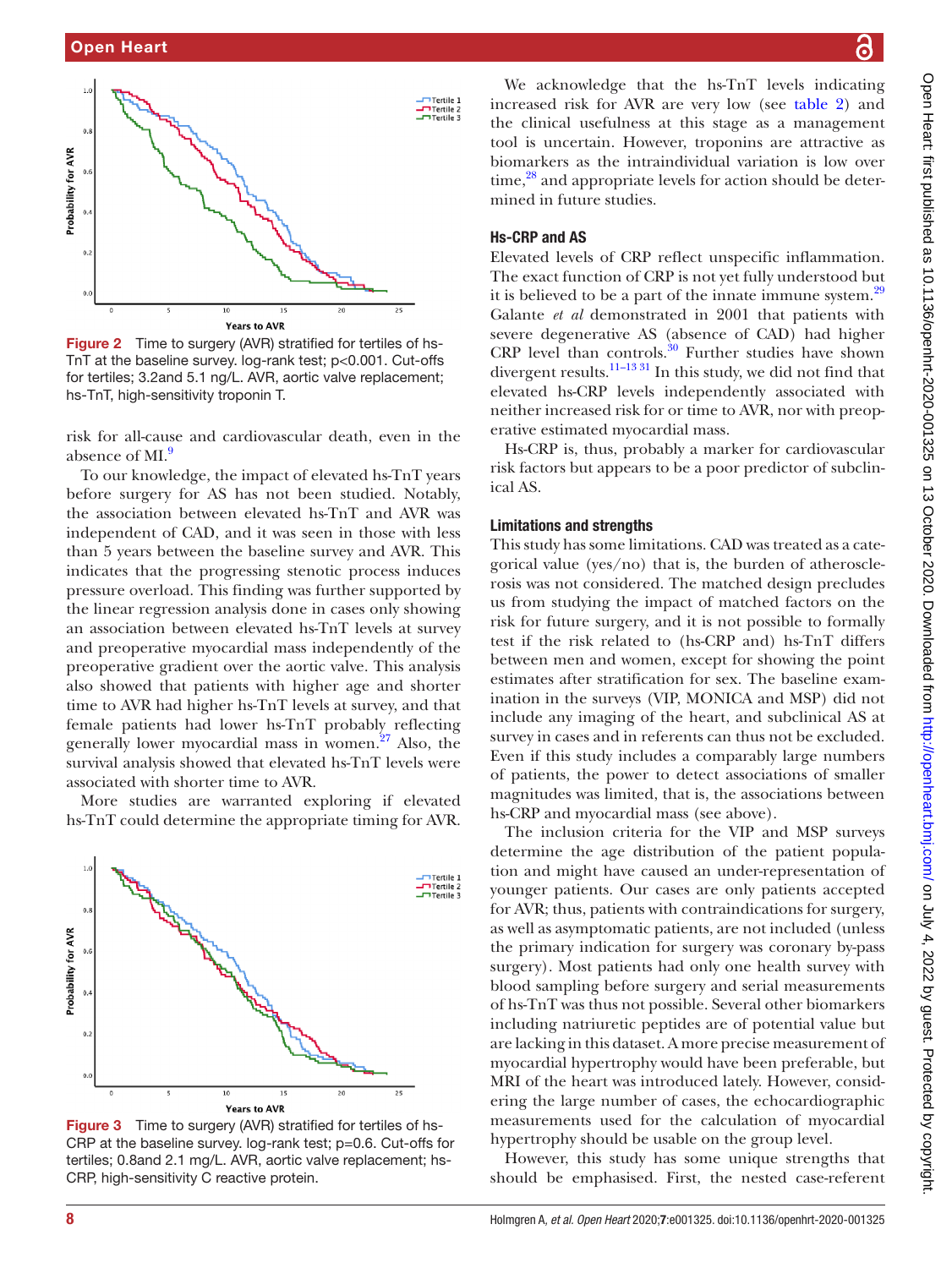Probability for AVR

Years to AVR

Tertile 1
Tertile 2
Tertile 3

1.0
0.8
0.6
0.4
0.2
0.0

0 5 10 15 20 25

**Figure 2** Time to surgery (AVR) stratified for tertiles of hs-TnT at the baseline survey. log-rank test; p<0.001. Cut-offs for tertiles; 3.2and 5.1 ng/L. AVR, aortic valve replacement; hs-TnT, high-sensitivity troponin T.

risk for all-cause and cardiovascular death, even in the absence of MI.[9]

To our knowledge, the impact of elevated hs-TnT years before surgery for AS has not been studied. Notably, the association between elevated hs-TnT and AVR was independent of CAD, and it was seen in those with less than 5 years between the baseline survey and AVR. This indicates that the progressing stenotic process induces pressure overload. This finding was further supported by the linear regression analysis done in cases only showing an association between elevated hs-TnT levels at survey and preoperative myocardial mass independently of the preoperative gradient over the aortic valve. This analysis also showed that patients with higher age and shorter time to AVR had higher hs-TnT levels at survey, and that female patients had lower hs-TnT probably reflecting generally lower myocardial mass in women.[27] Also, the survival analysis showed that elevated hs-TnT levels were associated with shorter time to AVR.

More studies are warranted exploring if elevated hs-TnT could determine the appropriate timing for AVR.

Probability for AVR

Years to AVR

Tertile 1
Tertile 2
Tertile 3

1.0
0.8
0.6
0.4
0.2
0.0

0 5 10 15 20 25

**Figure 3** Time to surgery (AVR) stratified for tertiles of hs-CRP at the baseline survey. log-rank test; p=0.6. Cut-offs for tertiles; 0.8and 2.1 mg/L. AVR, aortic valve replacement; hs-CRP, high-sensitivity C reactive protein.

We acknowledge that the hs-TnT levels indicating increased risk for AVR are very low (see table 2) and the clinical usefulness at this stage as a management tool is uncertain. However, troponins are attractive as biomarkers as the intraindividual variation is low over time,[28] and appropriate levels for action should be determined in future studies.

## Hs-CRP and AS

Elevated levels of CRP reflect unspecific inflammation. The exact function of CRP is not yet fully understood but it is believed to be a part of the innate immune system.[29] Galante *et al* demonstrated in 2001 that patients with severe degenerative AS (absence of CAD) had higher CRP level than controls.[30] Further studies have shown divergent results.[11–13 31] In this study, we did not find that elevated hs-CRP levels independently associated with neither increased risk for or time to AVR, nor with preoperative estimated myocardial mass.

Hs-CRP is, thus, probably a marker for cardiovascular risk factors but appears to be a poor predictor of subclinical AS.

## Limitations and strengths

This study has some limitations. CAD was treated as a categorical value (yes/no) that is, the burden of atherosclerosis was not considered. The matched design precludes us from studying the impact of matched factors on the risk for future surgery, and it is not possible to formally test if the risk related to (hs-CRP and) hs-TnT differs between men and women, except for showing the point estimates after stratification for sex. The baseline examination in the surveys (VIP, MONICA and MSP) did not include any imaging of the heart, and subclinical AS at survey in cases and in referents can thus not be excluded. Even if this study includes a comparably large numbers of patients, the power to detect associations of smaller magnitudes was limited, that is, the associations between hs-CRP and myocardial mass (see above).

The inclusion criteria for the VIP and MSP surveys determine the age distribution of the patient population and might have caused an under-representation of younger patients. Our cases are only patients accepted for AVR; thus, patients with contraindications for surgery, as well as asymptomatic patients, are not included (unless the primary indication for surgery was coronary by-pass surgery). Most patients had only one health survey with blood sampling before surgery and serial measurements of hs-TnT was thus not possible. Several other biomarkers including natriuretic peptides are of potential value but are lacking in this dataset. A more precise measurement of myocardial hypertrophy would have been preferable, but MRI of the heart was introduced lately. However, considering the large number of cases, the echocardiographic measurements used for the calculation of myocardial hypertrophy should be usable on the group level.

However, this study has some unique strengths that should be emphasised. First, the nested case-referent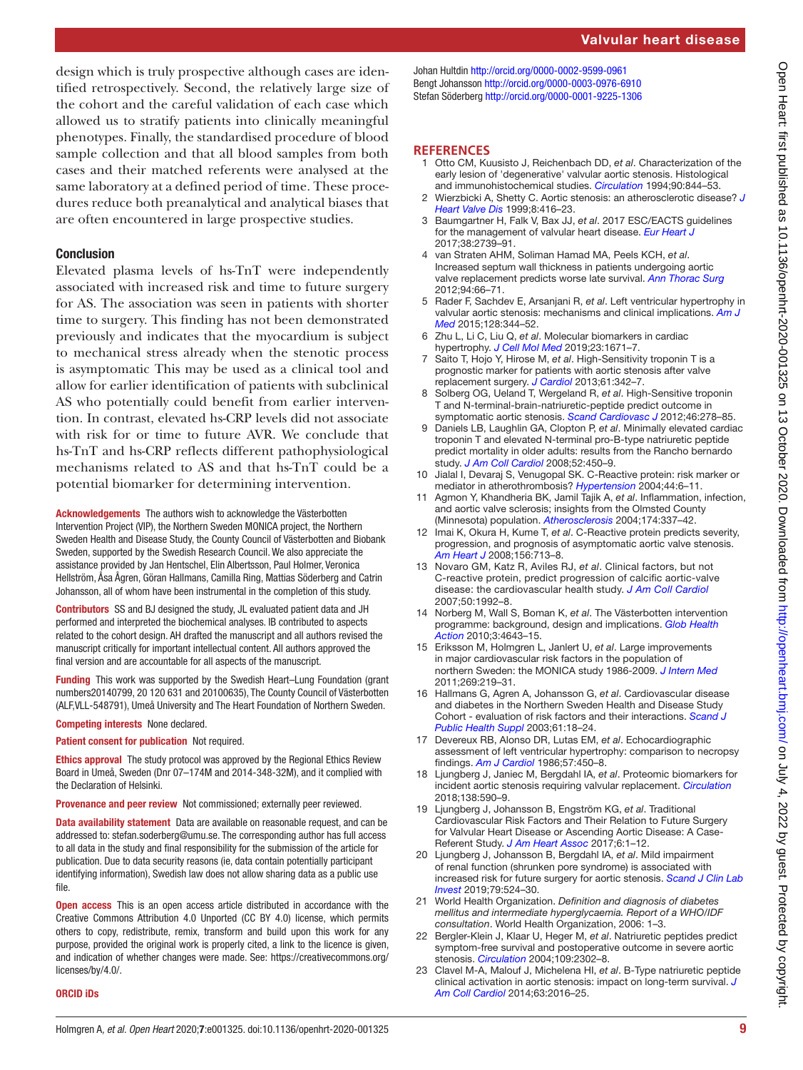design which is truly prospective although cases are identified retrospectively. Second, the relatively large size of the cohort and the careful validation of each case which allowed us to stratify patients into clinically meaningful phenotypes. Finally, the standardised procedure of blood sample collection and that all blood samples from both cases and their matched referents were analysed at the same laboratory at a defined period of time. These procedures reduce both preanalytical and analytical biases that are often encountered in large prospective studies.

## Conclusion

Elevated plasma levels of hs-TnT were independently associated with increased risk and time to future surgery for AS. The association was seen in patients with shorter time to surgery. This finding has not been demonstrated previously and indicates that the myocardium is subject to mechanical stress already when the stenotic process is asymptomatic This may be used as a clinical tool and allow for earlier identification of patients with subclinical AS who potentially could benefit from earlier intervention. In contrast, elevated hs-CRP levels did not associate with risk for or time to future AVR. We conclude that hs-TnT and hs-CRP reflects different pathophysiological mechanisms related to AS and that hs-TnT could be a potential biomarker for determining intervention.

**Acknowledgements** The authors wish to acknowledge the Västerbotten Intervention Project (VIP), the Northern Sweden MONICA project, the Northern Sweden Health and Disease Study, the County Council of Västerbotten and Biobank Sweden, supported by the Swedish Research Council. We also appreciate the assistance provided by Jan Hentschel, Elin Albertsson, Paul Holmer, Veronica Hellström, Åsa Ågren, Göran Hallmans, Camilla Ring, Mattias Söderberg and Catrin Johansson, all of whom have been instrumental in the completion of this study.

**Contributors** SS and BJ designed the study, JL evaluated patient data and JH performed and interpreted the biochemical analyses. IB contributed to aspects related to the cohort design. AH drafted the manuscript and all authors revised the manuscript critically for important intellectual content. All authors approved the final version and are accountable for all aspects of the manuscript.

**Funding** This work was supported by the Swedish Heart–Lung Foundation (grant numbers20140799, 20 120 631 and 20100635), The County Council of Västerbotten (ALF,VLL-548791), Umeå University and The Heart Foundation of Northern Sweden.

**Competing interests** None declared.

**Patient consent for publication** Not required.

**Ethics approval** The study protocol was approved by the Regional Ethics Review Board in Umeå, Sweden (Dnr 07–174M and 2014-348-32M), and it complied with the Declaration of Helsinki.

**Provenance and peer review** Not commissioned; externally peer reviewed.

**Data availability statement** Data are available on reasonable request, and can be addressed to: stefan.soderberg@umu.se. The corresponding author has full access to all data in the study and final responsibility for the submission of the article for publication. Due to data security reasons (ie, data contain potentially participant identifying information), Swedish law does not allow sharing data as a public use file.

**Open access** This is an open access article distributed in accordance with the Creative Commons Attribution 4.0 Unported (CC BY 4.0) license, which permits others to copy, redistribute, remix, transform and build upon this work for any purpose, provided the original work is properly cited, a link to the licence is given, and indication of whether changes were made. See: https://creativecommons.org/licenses/by/4.0/.

**ORCID iDs**

Johan Hultdin http://orcid.org/0000-0002-9599-0961
Bengt Johansson http://orcid.org/0000-0003-0976-6910
Stefan Söderberg http://orcid.org/0000-0001-9225-1306

## REFERENCES

1. Otto CM, Kuusisto J, Reichenbach DD, *et al*. Characterization of the early lesion of 'degenerative' valvular aortic stenosis. Histological and immunohistochemical studies. *Circulation* 1994;90:844–53.
2. Wierzbicki A, Shetty C. Aortic stenosis: an atherosclerotic disease? *J Heart Valve Dis* 1999;8:416–23.
3. Baumgartner H, Falk V, Bax JJ, *et al*. 2017 ESC/EACTS guidelines for the management of valvular heart disease. *Eur Heart J* 2017;38:2739–91.
4. van Straten AHM, Soliman Hamad MA, Peels KCH, *et al*. Increased septum wall thickness in patients undergoing aortic valve replacement predicts worse late survival. *Ann Thorac Surg* 2012;94:66–71.
5. Rader F, Sachdev E, Arsanjani R, *et al*. Left ventricular hypertrophy in valvular aortic stenosis: mechanisms and clinical implications. *Am J Med* 2015;128:344–52.
6. Zhu L, Li C, Liu Q, *et al*. Molecular biomarkers in cardiac hypertrophy. *J Cell Mol Med* 2019;23:1671–7.
7. Saito T, Hojo Y, Hirose M, *et al*. High-Sensitivity troponin T is a prognostic marker for patients with aortic stenosis after valve replacement surgery. *J Cardiol* 2013;61:342–7.
8. Solberg OG, Ueland T, Wergeland R, *et al*. High-Sensitive troponin T and N-terminal-brain-natriuretic-peptide predict outcome in symptomatic aortic stenosis. *Scand Cardiovasc J* 2012;46:278–85.
9. Daniels LB, Laughlin GA, Clopton P, *et al*. Minimally elevated cardiac troponin T and elevated N-terminal pro-B-type natriuretic peptide predict mortality in older adults: results from the Rancho bernardo study. *J Am Coll Cardiol* 2008;52:450–9.
10. Jialal I, Devaraj S, Venugopal SK. C-Reactive protein: risk marker or mediator in atherothrombosis? *Hypertension* 2004;44:6–11.
11. Agmon Y, Khandheria BK, Jamil Tajik A, *et al*. Inflammation, infection, and aortic valve sclerosis; insights from the Olmsted County (Minnesota) population. *Atherosclerosis* 2004;174:337–42.
12. Imai K, Okura H, Kume T, *et al*. C-Reactive protein predicts severity, progression, and prognosis of asymptomatic aortic valve stenosis. *Am Heart J* 2008;156:713–8.
13. Novaro GM, Katz R, Aviles RJ, *et al*. Clinical factors, but not C-reactive protein, predict progression of calcific aortic-valve disease: the cardiovascular health study. *J Am Coll Cardiol* 2007;50:1992–8.
14. Norberg M, Wall S, Boman K, *et al*. The Västerbotten intervention programme: background, design and implications. *Glob Health Action* 2010;3:4643–15.
15. Eriksson M, Holmgren L, Janlert U, *et al*. Large improvements in major cardiovascular risk factors in the population of northern Sweden: the MONICA study 1986-2009. *J Intern Med* 2011;269:219–31.
16. Hallmans G, Agren A, Johansson G, *et al*. Cardiovascular disease and diabetes in the Northern Sweden Health and Disease Study Cohort - evaluation of risk factors and their interactions. *Scand J Public Health Suppl* 2003;61:18–24.
17. Devereux RB, Alonso DR, Lutas EM, *et al*. Echocardiographic assessment of left ventricular hypertrophy: comparison to necropsy findings. *Am J Cardiol* 1986;57:450–8.
18. Ljungberg J, Janiec M, Bergdahl IA, *et al*. Proteomic biomarkers for incident aortic stenosis requiring valvular replacement. *Circulation* 2018;138:590–9.
19. Ljungberg J, Johansson B, Engström KG, *et al*. Traditional Cardiovascular Risk Factors and Their Relation to Future Surgery for Valvular Heart Disease or Ascending Aortic Disease: A Case-Referent Study. *J Am Heart Assoc* 2017;6:1–12.
20. Ljungberg J, Johansson B, Bergdahl IA, *et al*. Mild impairment of renal function (shrunken pore syndrome) is associated with increased risk for future surgery for aortic stenosis. *Scand J Clin Lab Invest* 2019;79:524–30.
21. World Health Organization. *Definition and diagnosis of diabetes mellitus and intermediate hyperglycaemia. Report of a WHO/IDF consultation*. World Health Organization, 2006: 1–3.
22. Bergler-Klein J, Klaar U, Heger M, *et al*. Natriuretic peptides predict symptom-free survival and postoperative outcome in severe aortic stenosis. *Circulation* 2004;109:2302–8.
23. Clavel M-A, Malouf J, Michelena HI, *et al*. B-Type natriuretic peptide clinical activation in aortic stenosis: impact on long-term survival. *J Am Coll Cardiol* 2014;63:2016–25.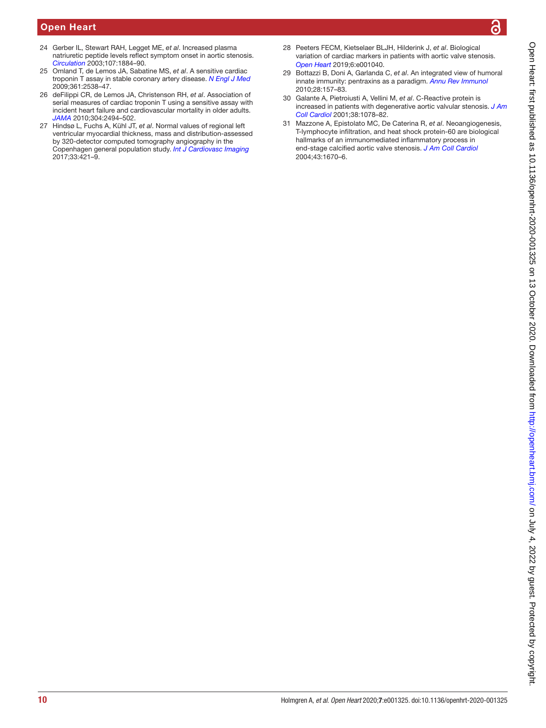24 Gerber IL, Stewart RAH, Legget ME, *et al*. Increased plasma natriuretic peptide levels reflect symptom onset in aortic stenosis. *Circulation* 2003;107:1884–90.

25 Omland T, de Lemos JA, Sabatine MS, *et al*. A sensitive cardiac troponin T assay in stable coronary artery disease. *N Engl J Med* 2009;361:2538–47.

26 deFilippi CR, de Lemos JA, Christenson RH, *et al*. Association of serial measures of cardiac troponin T using a sensitive assay with incident heart failure and cardiovascular mortality in older adults. *JAMA* 2010;304:2494–502.

27 Hindsø L, Fuchs A, Kühl JT, *et al*. Normal values of regional left ventricular myocardial thickness, mass and distribution-assessed by 320-detector computed tomography angiography in the Copenhagen general population study. *Int J Cardiovasc Imaging* 2017;33:421–9.

28 Peeters FECM, Kietselaer BLJH, Hilderink J, *et al*. Biological variation of cardiac markers in patients with aortic valve stenosis. *Open Heart* 2019;6:e001040.

29 Bottazzi B, Doni A, Garlanda C, *et al*. An integrated view of humoral innate immunity: pentraxins as a paradigm. *Annu Rev Immunol* 2010;28:157–83.

30 Galante A, Pietroiusti A, Vellini M, *et al*. C-Reactive protein is increased in patients with degenerative aortic valvular stenosis. *J Am Coll Cardiol* 2001;38:1078–82.

31 Mazzone A, Epistolato MC, De Caterina R, *et al*. Neoangiogenesis, T-lymphocyte infiltration, and heat shock protein-60 are biological hallmarks of an immunomediated inflammatory process in end-stage calcified aortic valve stenosis. *J Am Coll Cardiol* 2004;43:1670–6.